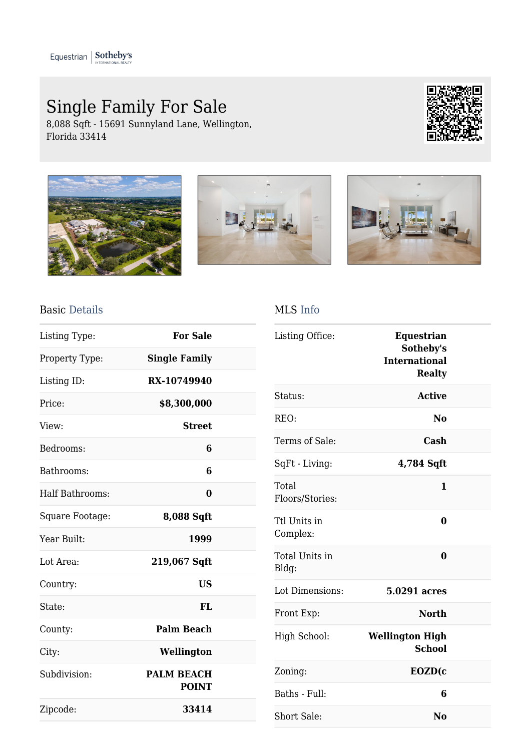Equestrian | Sotheby's INTERNATIONAL REALTY

# Single Family For Sale

8,088 Sqft - 15691 Sunnyland Lane, Wellington, Florida 33414

## Basic Details

| | |
|---|---|
| Listing Type: | For Sale |
| Property Type: | Single Family |
| Listing ID: | RX-10749940 |
| Price: | $8,300,000 |
| View: | Street |
| Bedrooms: | 6 |
| Bathrooms: | 6 |
| Half Bathrooms: | 0 |
| Square Footage: | 8,088 Sqft |
| Year Built: | 1999 |
| Lot Area: | 219,067 Sqft |
| Country: | US |
| State: | FL |
| County: | Palm Beach |
| City: | Wellington |
| Subdivision: | PALM BEACH POINT |
| Zipcode: | 33414 |

## MLS Info

| | |
|---|---|
| Listing Office: | Equestrian Sotheby's International Realty |
| Status: | Active |
| REO: | No |
| Terms of Sale: | Cash |
| SqFt - Living: | 4,784 Sqft |
| Total Floors/Stories: | 1 |
| Ttl Units in Complex: | 0 |
| Total Units in Bldg: | 0 |
| Lot Dimensions: | 5.0291 acres |
| Front Exp: | North |
| High School: | Wellington High School |
| Zoning: | EOZD(c |
| Baths - Full: | 6 |
| Short Sale: | No |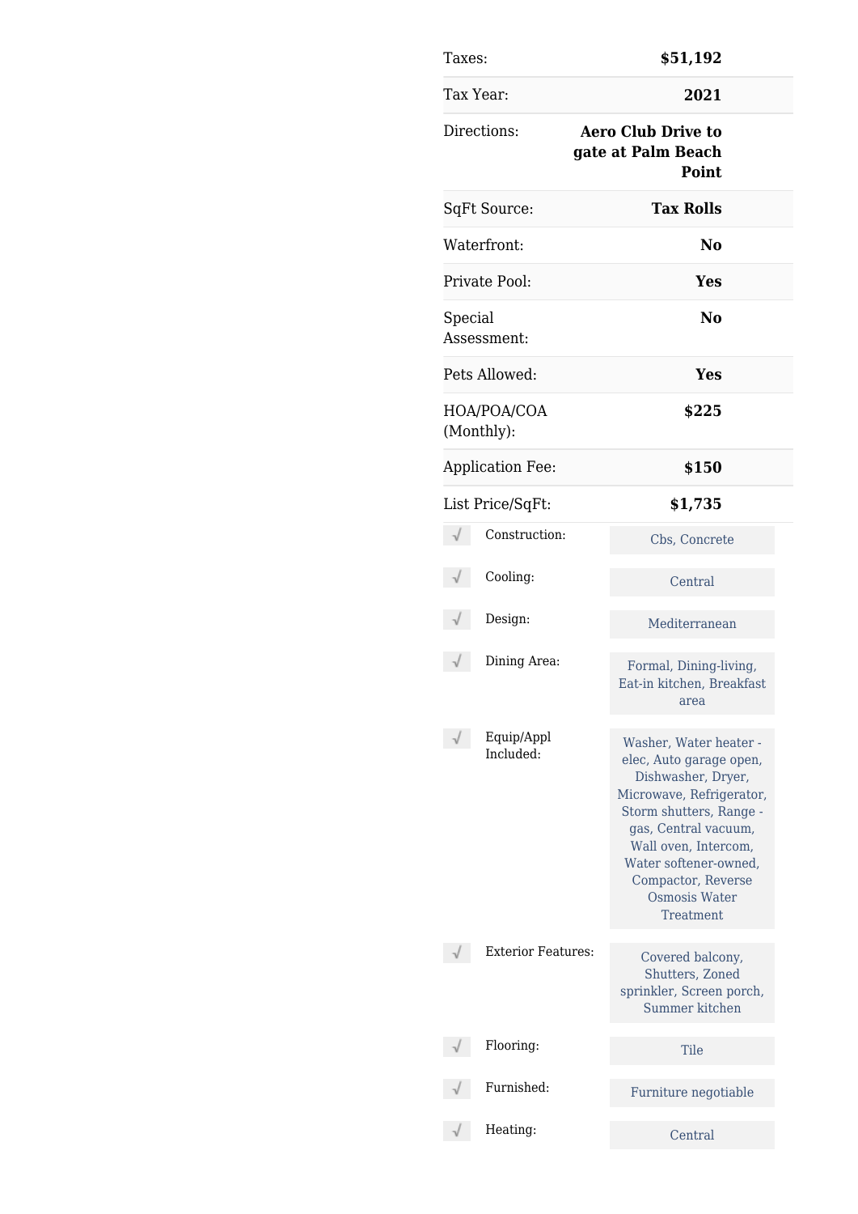| | |
|---|---|
| Taxes: | **$51,192** |
| Tax Year: | **2021** |
| Directions: | **Aero Club Drive to gate at Palm Beach Point** |
| SqFt Source: | **Tax Rolls** |
| Waterfront: | **No** |
| Private Pool: | **Yes** |
| Special Assessment: | **No** |
| Pets Allowed: | **Yes** |
| HOA/POA/COA (Monthly): | **$225** |
| Application Fee: | **$150** |
| List Price/SqFt: | **$1,735** |

| | |
|---|---|
| Construction: | Cbs, Concrete |
| Cooling: | Central |
| Design: | Mediterranean |
| Dining Area: | Formal, Dining-living, Eat-in kitchen, Breakfast area |
| Equip/Appl Included: | Washer, Water heater - elec, Auto garage open, Dishwasher, Dryer, Microwave, Refrigerator, Storm shutters, Range - gas, Central vacuum, Wall oven, Intercom, Water softener-owned, Compactor, Reverse Osmosis Water Treatment |
| Exterior Features: | Covered balcony, Shutters, Zoned sprinkler, Screen porch, Summer kitchen |
| Flooring: | Tile |
| Furnished: | Furniture negotiable |
| Heating: | Central |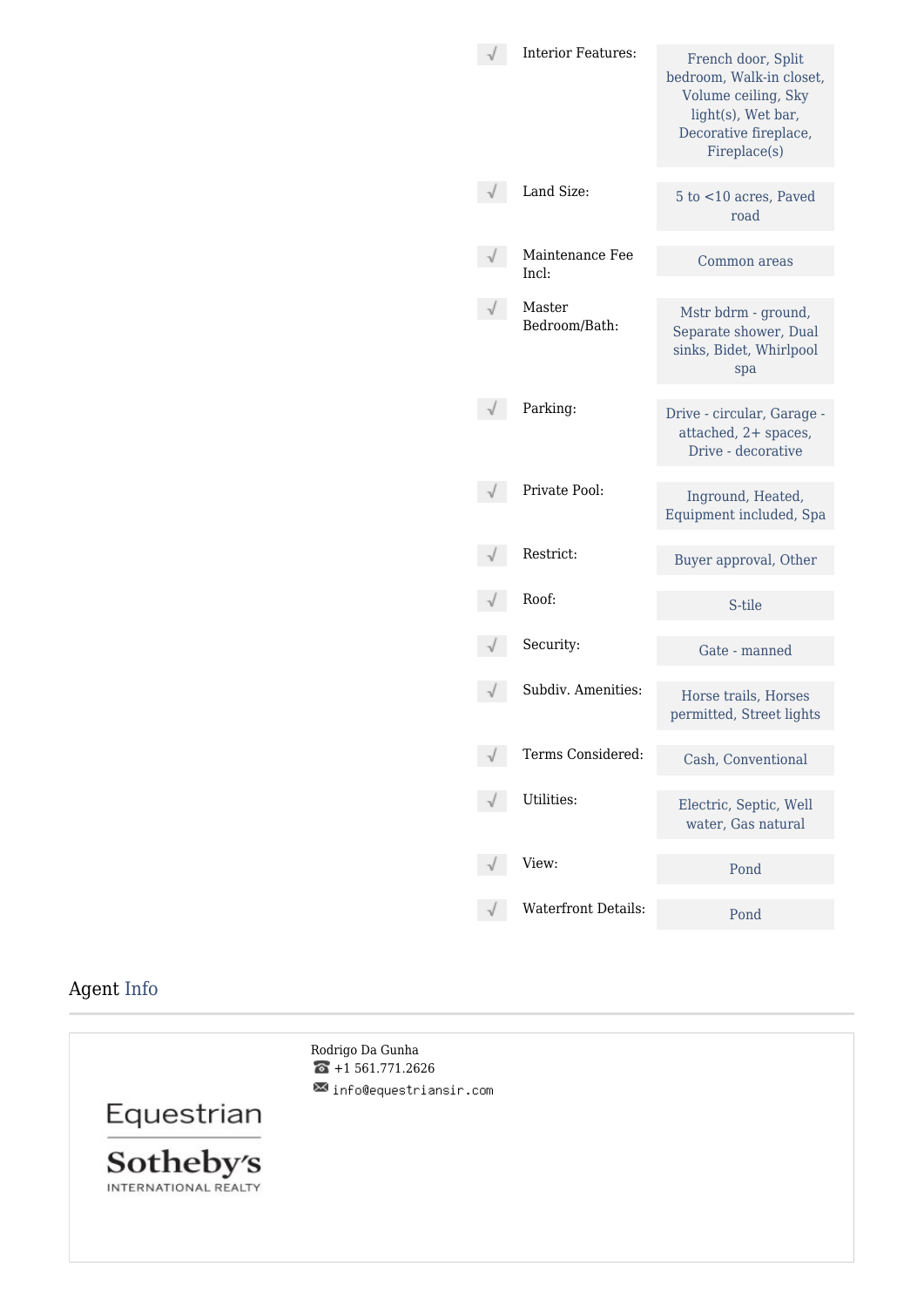| | |
|---|---|
| Interior Features: | French door, Split bedroom, Walk-in closet, Volume ceiling, Sky light(s), Wet bar, Decorative fireplace, Fireplace(s) |
| Land Size: | 5 to <10 acres, Paved road |
| Maintenance Fee Incl: | Common areas |
| Master Bedroom/Bath: | Mstr bdrm - ground, Separate shower, Dual sinks, Bidet, Whirlpool spa |
| Parking: | Drive - circular, Garage - attached, 2+ spaces, Drive - decorative |
| Private Pool: | Inground, Heated, Equipment included, Spa |
| Restrict: | Buyer approval, Other |
| Roof: | S-tile |
| Security: | Gate - manned |
| Subdiv. Amenities: | Horse trails, Horses permitted, Street lights |
| Terms Considered: | Cash, Conventional |
| Utilities: | Electric, Septic, Well water, Gas natural |
| View: | Pond |
| Waterfront Details: | Pond |

## Agent Info

Equestrian Sotheby's INTERNATIONAL REALTY

Rodrigo Da Gunha
+1 561.771.2626
info@equestriansir.com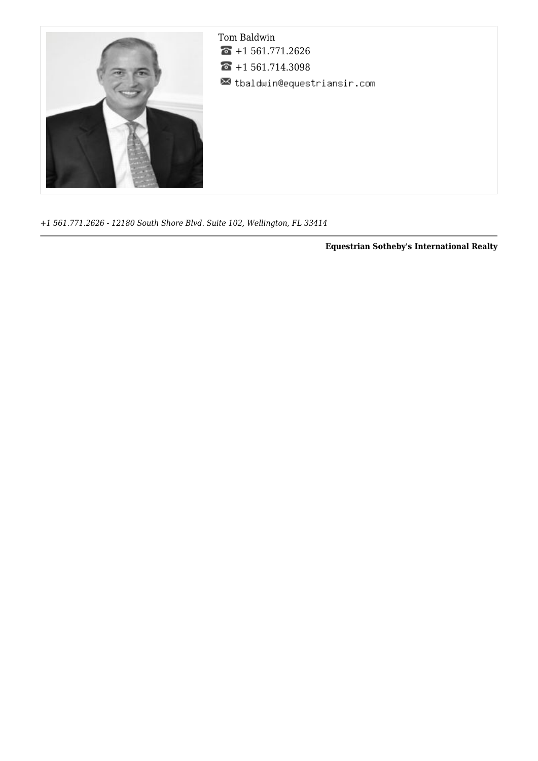Tom Baldwin

+1 561.771.2626

+1 561.714.3098

tbaldwin@equestriansir.com

*+1 561.771.2626 - 12180 South Shore Blvd. Suite 102, Wellington, FL 33414*

---

**Equestrian Sotheby's International Realty**